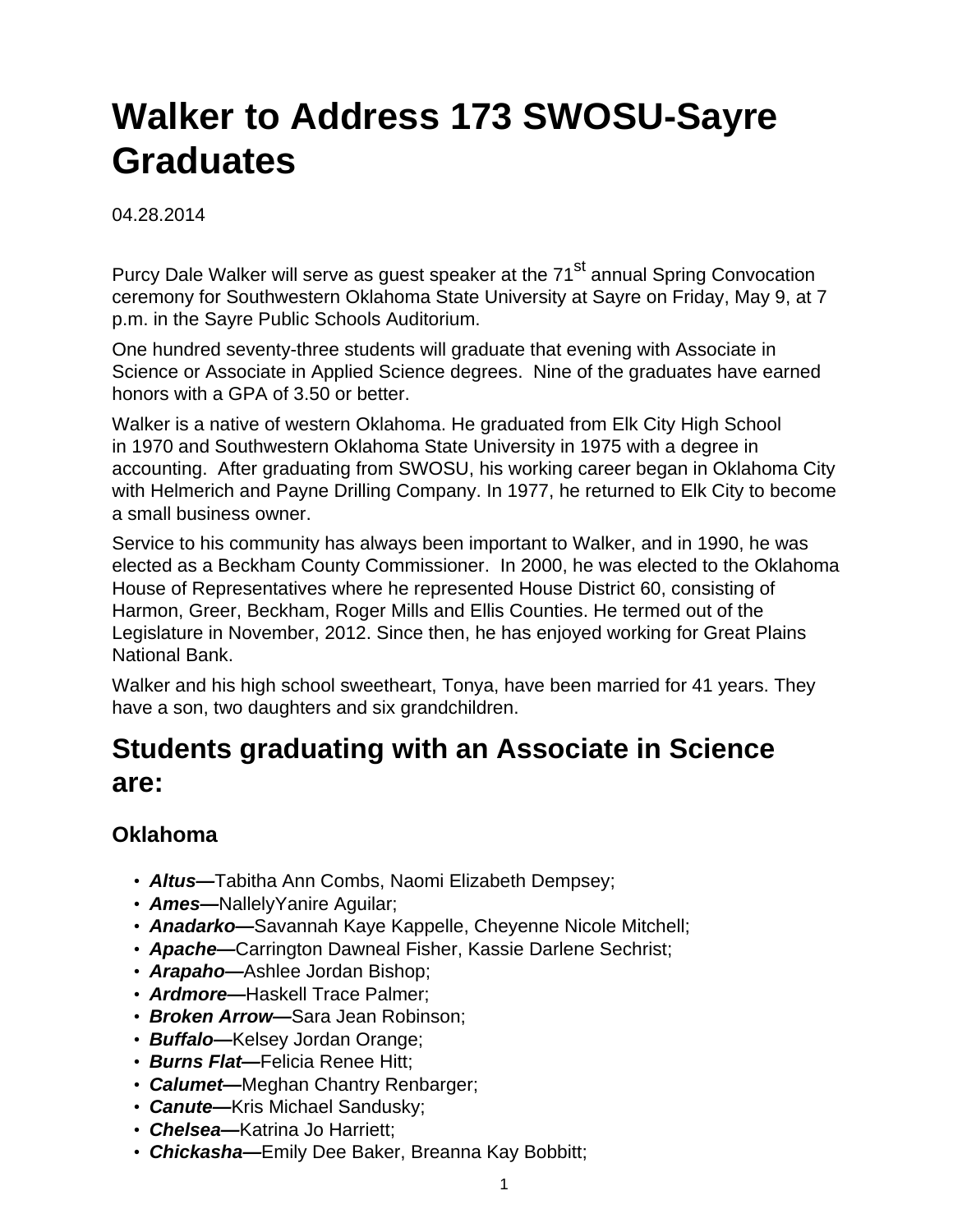# Walker to Address 173 SWOSU-Sayre Graduates

04.28.2014

Purcy Dale Walker will serve as guest speaker at the 71st annual Spring Convocation ceremony for Southwestern Oklahoma State University at Sayre on Friday, May 9, at 7 p.m. in the Sayre Public Schools Auditorium.

One hundred seventy-three students will graduate that evening with Associate in Science or Associate in Applied Science degrees. Nine of the graduates have earned honors with a GPA of 3.50 or better.

Walker is a native of western Oklahoma. He graduated from Elk City High School in 1970 and Southwestern Oklahoma State University in 1975 with a degree in accounting. After graduating from SWOSU, his working career began in Oklahoma City with Helmerich and Payne Drilling Company. In 1977, he returned to Elk City to become a small business owner.

Service to his community has always been important to Walker, and in 1990, he was elected as a Beckham County Commissioner. In 2000, he was elected to the Oklahoma House of Representatives where he represented House District 60, consisting of Harmon, Greer, Beckham, Roger Mills and Ellis Counties. He termed out of the Legislature in November, 2012. Since then, he has enjoyed working for Great Plains National Bank.

Walker and his high school sweetheart, Tonya, have been married for 41 years. They have a son, two daughters and six grandchildren.

## Students graduating with an Associate in Science are:

### Oklahoma

- ***Altus—***Tabitha Ann Combs, Naomi Elizabeth Dempsey;
- ***Ames—***NallelyYanire Aguilar;
- ***Anadarko—***Savannah Kaye Kappelle, Cheyenne Nicole Mitchell;
- ***Apache—***Carrington Dawneal Fisher, Kassie Darlene Sechrist;
- ***Arapaho—***Ashlee Jordan Bishop;
- ***Ardmore—***Haskell Trace Palmer;
- ***Broken Arrow—***Sara Jean Robinson;
- ***Buffalo—***Kelsey Jordan Orange;
- ***Burns Flat—***Felicia Renee Hitt;
- ***Calumet—***Meghan Chantry Renbarger;
- ***Canute—***Kris Michael Sandusky;
- ***Chelsea—***Katrina Jo Harriett;
- ***Chickasha—***Emily Dee Baker, Breanna Kay Bobbitt;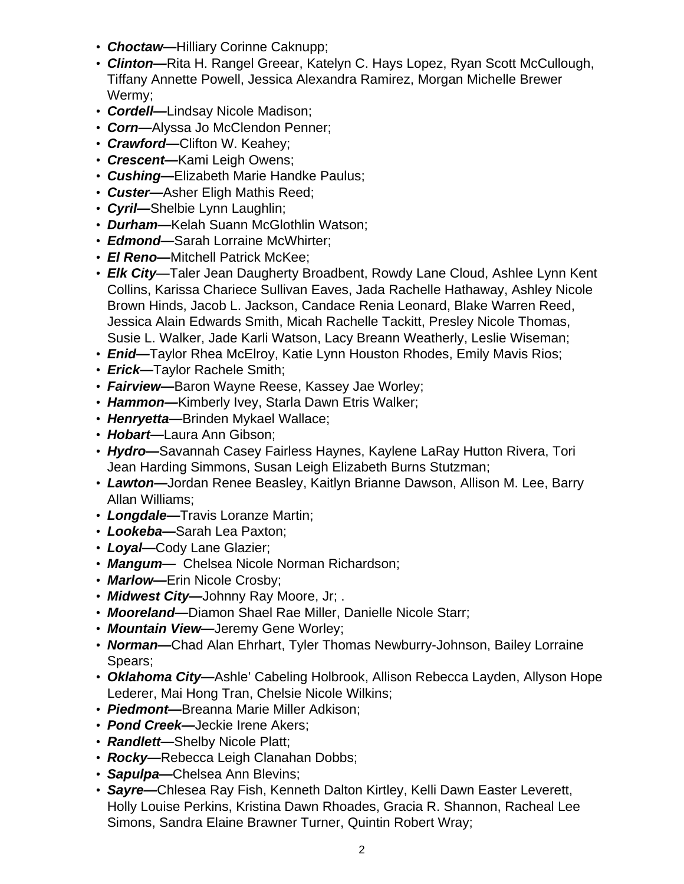- ***Choctaw—***Hilliary Corinne Caknupp;
- ***Clinton—***Rita H. Rangel Greear, Katelyn C. Hays Lopez, Ryan Scott McCullough, Tiffany Annette Powell, Jessica Alexandra Ramirez, Morgan Michelle Brewer Wermy;
- ***Cordell—***Lindsay Nicole Madison;
- ***Corn—***Alyssa Jo McClendon Penner;
- ***Crawford—***Clifton W. Keahey;
- ***Crescent—***Kami Leigh Owens;
- ***Cushing—***Elizabeth Marie Handke Paulus;
- ***Custer—***Asher Eligh Mathis Reed;
- ***Cyril—***Shelbie Lynn Laughlin;
- ***Durham—***Kelah Suann McGlothlin Watson;
- ***Edmond—***Sarah Lorraine McWhirter;
- ***El Reno—***Mitchell Patrick McKee;
- ***Elk City***—Taler Jean Daugherty Broadbent, Rowdy Lane Cloud, Ashlee Lynn Kent Collins, Karissa Chariece Sullivan Eaves, Jada Rachelle Hathaway, Ashley Nicole Brown Hinds, Jacob L. Jackson, Candace Renia Leonard, Blake Warren Reed, Jessica Alain Edwards Smith, Micah Rachelle Tackitt, Presley Nicole Thomas, Susie L. Walker, Jade Karli Watson, Lacy Breann Weatherly, Leslie Wiseman;
- ***Enid—***Taylor Rhea McElroy, Katie Lynn Houston Rhodes, Emily Mavis Rios;
- ***Erick—***Taylor Rachele Smith;
- ***Fairview—***Baron Wayne Reese, Kassey Jae Worley;
- ***Hammon—***Kimberly Ivey, Starla Dawn Etris Walker;
- ***Henryetta—***Brinden Mykael Wallace;
- ***Hobart—***Laura Ann Gibson;
- ***Hydro—***Savannah Casey Fairless Haynes, Kaylene LaRay Hutton Rivera, Tori Jean Harding Simmons, Susan Leigh Elizabeth Burns Stutzman;
- ***Lawton—***Jordan Renee Beasley, Kaitlyn Brianne Dawson, Allison M. Lee, Barry Allan Williams;
- ***Longdale—***Travis Loranze Martin;
- ***Lookeba—***Sarah Lea Paxton;
- ***Loyal—***Cody Lane Glazier;
- ***Mangum—*** Chelsea Nicole Norman Richardson;
- ***Marlow—***Erin Nicole Crosby;
- ***Midwest City—***Johnny Ray Moore, Jr; .
- ***Mooreland—***Diamon Shael Rae Miller, Danielle Nicole Starr;
- ***Mountain View—***Jeremy Gene Worley;
- ***Norman—***Chad Alan Ehrhart, Tyler Thomas Newburry-Johnson, Bailey Lorraine Spears;
- ***Oklahoma City—***Ashle' Cabeling Holbrook, Allison Rebecca Layden, Allyson Hope Lederer, Mai Hong Tran, Chelsie Nicole Wilkins;
- ***Piedmont—***Breanna Marie Miller Adkison;
- ***Pond Creek—***Jeckie Irene Akers;
- ***Randlett—***Shelby Nicole Platt;
- ***Rocky—***Rebecca Leigh Clanahan Dobbs;
- ***Sapulpa—***Chelsea Ann Blevins;
- ***Sayre—***Chlesea Ray Fish, Kenneth Dalton Kirtley, Kelli Dawn Easter Leverett, Holly Louise Perkins, Kristina Dawn Rhoades, Gracia R. Shannon, Racheal Lee Simons, Sandra Elaine Brawner Turner, Quintin Robert Wray;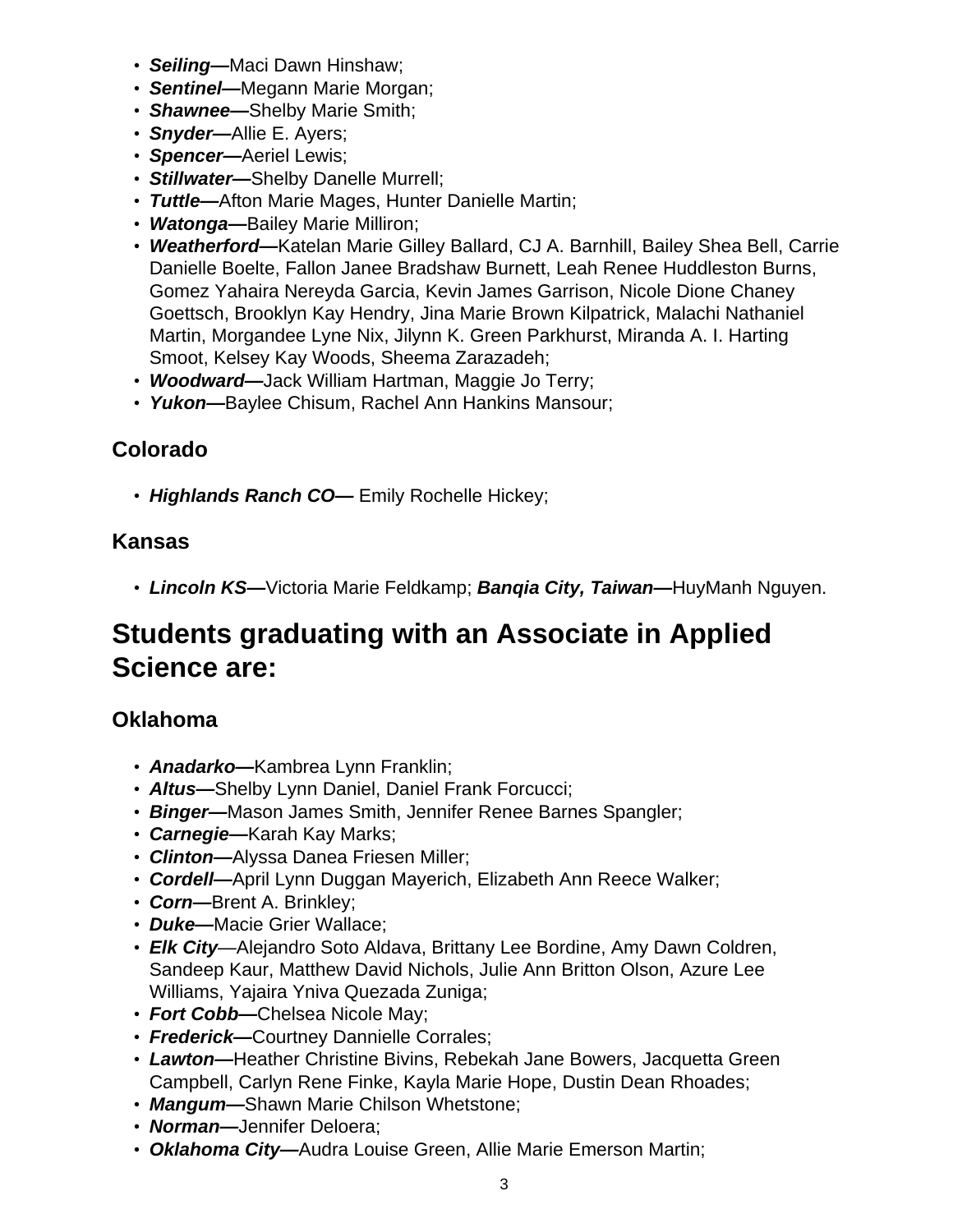- ***Seiling—***Maci Dawn Hinshaw;
- ***Sentinel—***Megann Marie Morgan;
- ***Shawnee—***Shelby Marie Smith;
- ***Snyder—***Allie E. Ayers;
- ***Spencer—***Aeriel Lewis;
- ***Stillwater—***Shelby Danelle Murrell;
- ***Tuttle—***Afton Marie Mages, Hunter Danielle Martin;
- ***Watonga—***Bailey Marie Milliron;
- ***Weatherford—***Katelan Marie Gilley Ballard, CJ A. Barnhill, Bailey Shea Bell, Carrie Danielle Boelte, Fallon Janee Bradshaw Burnett, Leah Renee Huddleston Burns, Gomez Yahaira Nereyda Garcia, Kevin James Garrison, Nicole Dione Chaney Goettsch, Brooklyn Kay Hendry, Jina Marie Brown Kilpatrick, Malachi Nathaniel Martin, Morgandee Lyne Nix, Jilynn K. Green Parkhurst, Miranda A. I. Harting Smoot, Kelsey Kay Woods, Sheema Zarazadeh;
- ***Woodward—***Jack William Hartman, Maggie Jo Terry;
- ***Yukon—***Baylee Chisum, Rachel Ann Hankins Mansour;

### Colorado

- ***Highlands Ranch CO—*** Emily Rochelle Hickey;

### Kansas

- ***Lincoln KS—***Victoria Marie Feldkamp; ***Banqia City, Taiwan—***HuyManh Nguyen.

## Students graduating with an Associate in Applied Science are:

### Oklahoma

- ***Anadarko—***Kambrea Lynn Franklin;
- ***Altus—***Shelby Lynn Daniel, Daniel Frank Forcucci;
- ***Binger—***Mason James Smith, Jennifer Renee Barnes Spangler;
- ***Carnegie—***Karah Kay Marks;
- ***Clinton—***Alyssa Danea Friesen Miller;
- ***Cordell—***April Lynn Duggan Mayerich, Elizabeth Ann Reece Walker;
- ***Corn—***Brent A. Brinkley;
- ***Duke—***Macie Grier Wallace;
- ***Elk City***—Alejandro Soto Aldava, Brittany Lee Bordine, Amy Dawn Coldren, Sandeep Kaur, Matthew David Nichols, Julie Ann Britton Olson, Azure Lee Williams, Yajaira Yniva Quezada Zuniga;
- ***Fort Cobb—***Chelsea Nicole May;
- ***Frederick—***Courtney Dannielle Corrales;
- ***Lawton—***Heather Christine Bivins, Rebekah Jane Bowers, Jacquetta Green Campbell, Carlyn Rene Finke, Kayla Marie Hope, Dustin Dean Rhoades;
- ***Mangum—***Shawn Marie Chilson Whetstone;
- ***Norman—***Jennifer Deloera;
- ***Oklahoma City—***Audra Louise Green, Allie Marie Emerson Martin;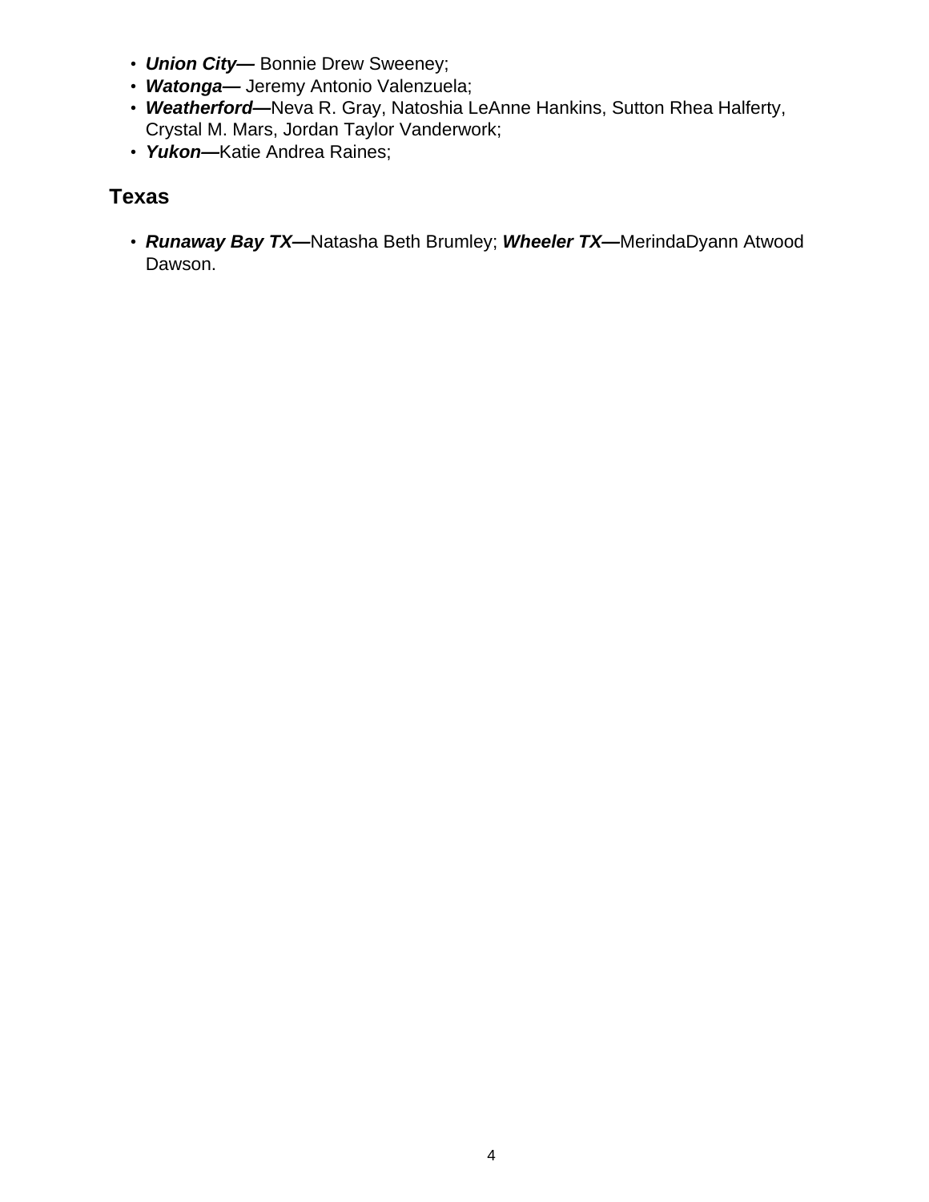- ***Union City—*** Bonnie Drew Sweeney;
- ***Watonga—*** Jeremy Antonio Valenzuela;
- ***Weatherford—***Neva R. Gray, Natoshia LeAnne Hankins, Sutton Rhea Halferty, Crystal M. Mars, Jordan Taylor Vanderwork;
- ***Yukon—***Katie Andrea Raines;

## Texas

- ***Runaway Bay TX—***Natasha Beth Brumley; ***Wheeler TX—***MerindaDyann Atwood Dawson.